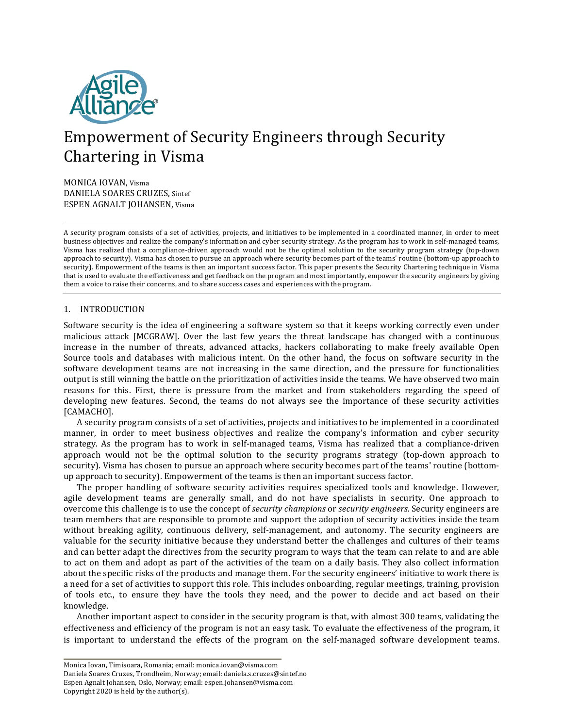# Empowerment of Security Engineers through Security Chartering in Visma

MONICA IOVAN, Visma
DANIELA SOARES CRUZES, Sintef
ESPEN AGNALT JOHANSEN, Visma

A security program consists of a set of activities, projects, and initiatives to be implemented in a coordinated manner, in order to meet business objectives and realize the company's information and cyber security strategy. As the program has to work in self-managed teams, Visma has realized that a compliance-driven approach would not be the optimal solution to the security program strategy (top-down approach to security). Visma has chosen to pursue an approach where security becomes part of the teams' routine (bottom-up approach to security). Empowerment of the teams is then an important success factor. This paper presents the Security Chartering technique in Visma that is used to evaluate the effectiveness and get feedback on the program and most importantly, empower the security engineers by giving them a voice to raise their concerns, and to share success cases and experiences with the program.

## 1. INTRODUCTION

Software security is the idea of engineering a software system so that it keeps working correctly even under malicious attack [MCGRAW]. Over the last few years the threat landscape has changed with a continuous increase in the number of threats, advanced attacks, hackers collaborating to make freely available Open Source tools and databases with malicious intent. On the other hand, the focus on software security in the software development teams are not increasing in the same direction, and the pressure for functionalities output is still winning the battle on the prioritization of activities inside the teams. We have observed two main reasons for this. First, there is pressure from the market and from stakeholders regarding the speed of developing new features. Second, the teams do not always see the importance of these security activities [CAMACHO].

A security program consists of a set of activities, projects and initiatives to be implemented in a coordinated manner, in order to meet business objectives and realize the company's information and cyber security strategy. As the program has to work in self-managed teams, Visma has realized that a compliance-driven approach would not be the optimal solution to the security programs strategy (top-down approach to security). Visma has chosen to pursue an approach where security becomes part of the teams' routine (bottom-up approach to security). Empowerment of the teams is then an important success factor.

The proper handling of software security activities requires specialized tools and knowledge. However, agile development teams are generally small, and do not have specialists in security. One approach to overcome this challenge is to use the concept of *security champions* or *security engineers*. Security engineers are team members that are responsible to promote and support the adoption of security activities inside the team without breaking agility, continuous delivery, self-management, and autonomy. The security engineers are valuable for the security initiative because they understand better the challenges and cultures of their teams and can better adapt the directives from the security program to ways that the team can relate to and are able to act on them and adopt as part of the activities of the team on a daily basis. They also collect information about the specific risks of the products and manage them. For the security engineers' initiative to work there is a need for a set of activities to support this role. This includes onboarding, regular meetings, training, provision of tools etc., to ensure they have the tools they need, and the power to decide and act based on their knowledge.

Another important aspect to consider in the security program is that, with almost 300 teams, validating the effectiveness and efficiency of the program is not an easy task. To evaluate the effectiveness of the program, it is important to understand the effects of the program on the self-managed software development teams.

---

Monica Iovan, Timisoara, Romania; email: monica.iovan@visma.com
Daniela Soares Cruzes, Trondheim, Norway; email: daniela.s.cruzes@sintef.no
Espen Agnalt Johansen, Oslo, Norway; email: espen.johansen@visma.com
Copyright 2020 is held by the author(s).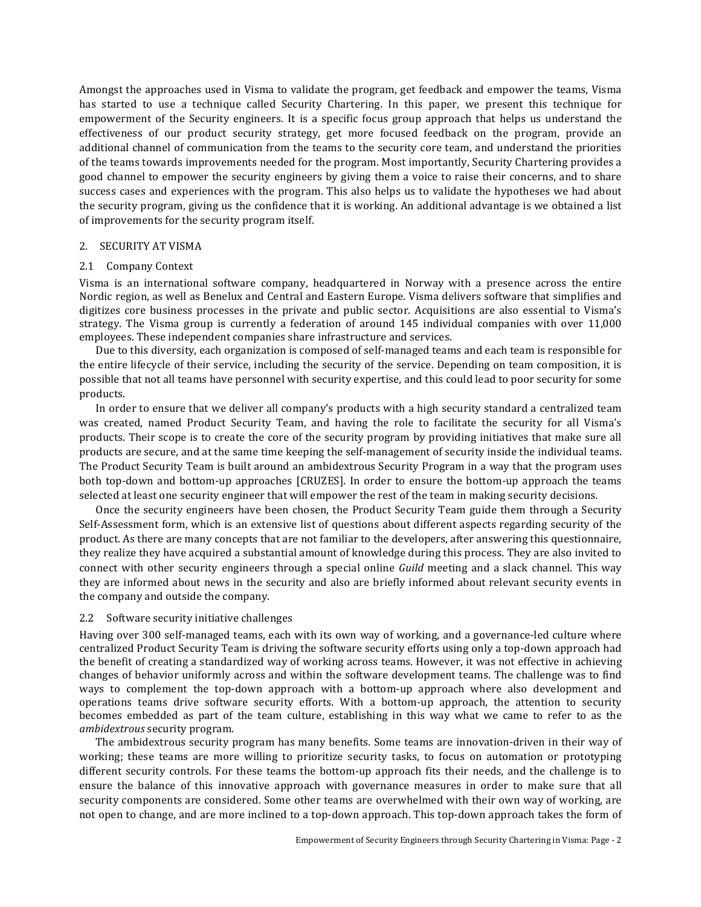Amongst the approaches used in Visma to validate the program, get feedback and empower the teams, Visma has started to use a technique called Security Chartering. In this paper, we present this technique for empowerment of the Security engineers. It is a specific focus group approach that helps us understand the effectiveness of our product security strategy, get more focused feedback on the program, provide an additional channel of communication from the teams to the security core team, and understand the priorities of the teams towards improvements needed for the program. Most importantly, Security Chartering provides a good channel to empower the security engineers by giving them a voice to raise their concerns, and to share success cases and experiences with the program. This also helps us to validate the hypotheses we had about the security program, giving us the confidence that it is working. An additional advantage is we obtained a list of improvements for the security program itself.

## 2. SECURITY AT VISMA

### 2.1 Company Context

Visma is an international software company, headquartered in Norway with a presence across the entire Nordic region, as well as Benelux and Central and Eastern Europe. Visma delivers software that simplifies and digitizes core business processes in the private and public sector. Acquisitions are also essential to Visma's strategy. The Visma group is currently a federation of around 145 individual companies with over 11,000 employees. These independent companies share infrastructure and services.

Due to this diversity, each organization is composed of self-managed teams and each team is responsible for the entire lifecycle of their service, including the security of the service. Depending on team composition, it is possible that not all teams have personnel with security expertise, and this could lead to poor security for some products.

In order to ensure that we deliver all company's products with a high security standard a centralized team was created, named Product Security Team, and having the role to facilitate the security for all Visma's products. Their scope is to create the core of the security program by providing initiatives that make sure all products are secure, and at the same time keeping the self-management of security inside the individual teams. The Product Security Team is built around an ambidextrous Security Program in a way that the program uses both top-down and bottom-up approaches [CRUZES]. In order to ensure the bottom-up approach the teams selected at least one security engineer that will empower the rest of the team in making security decisions.

Once the security engineers have been chosen, the Product Security Team guide them through a Security Self-Assessment form, which is an extensive list of questions about different aspects regarding security of the product. As there are many concepts that are not familiar to the developers, after answering this questionnaire, they realize they have acquired a substantial amount of knowledge during this process. They are also invited to connect with other security engineers through a special online *Guild* meeting and a slack channel. This way they are informed about news in the security and also are briefly informed about relevant security events in the company and outside the company.

### 2.2 Software security initiative challenges

Having over 300 self-managed teams, each with its own way of working, and a governance-led culture where centralized Product Security Team is driving the software security efforts using only a top-down approach had the benefit of creating a standardized way of working across teams. However, it was not effective in achieving changes of behavior uniformly across and within the software development teams. The challenge was to find ways to complement the top-down approach with a bottom-up approach where also development and operations teams drive software security efforts. With a bottom-up approach, the attention to security becomes embedded as part of the team culture, establishing in this way what we came to refer to as the *ambidextrous* security program.

The ambidextrous security program has many benefits. Some teams are innovation-driven in their way of working; these teams are more willing to prioritize security tasks, to focus on automation or prototyping different security controls. For these teams the bottom-up approach fits their needs, and the challenge is to ensure the balance of this innovative approach with governance measures in order to make sure that all security components are considered. Some other teams are overwhelmed with their own way of working, are not open to change, and are more inclined to a top-down approach. This top-down approach takes the form of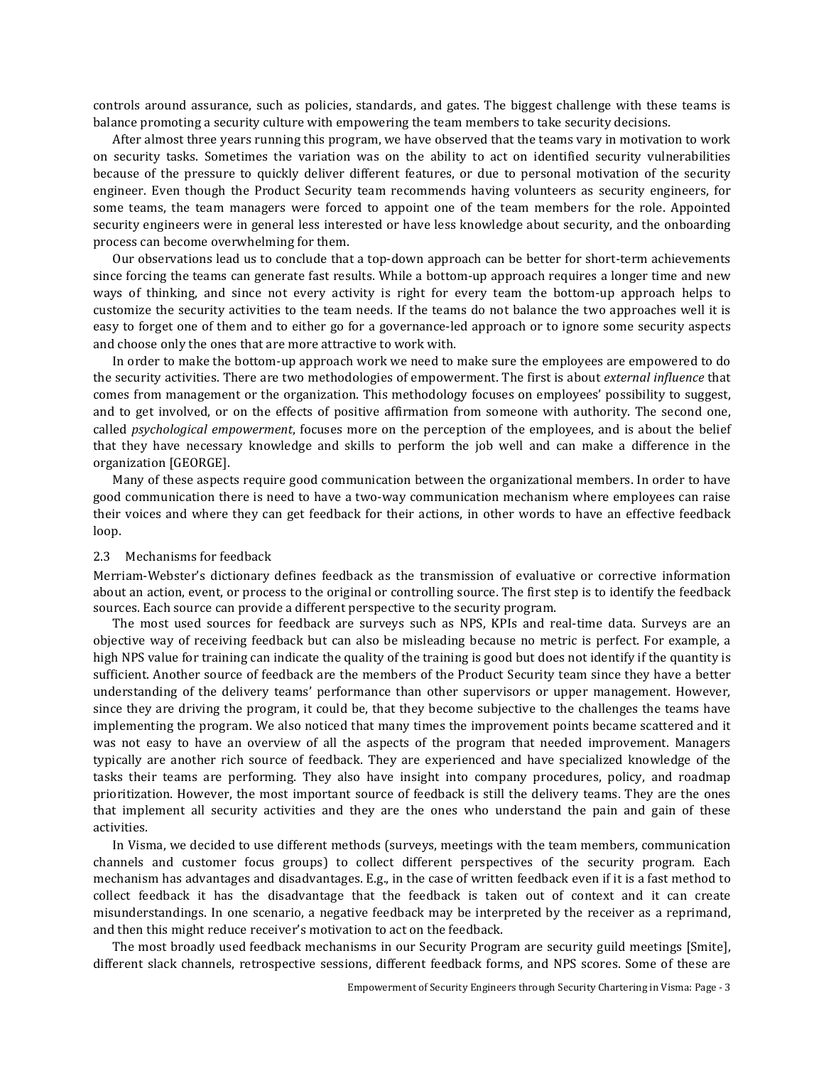controls around assurance, such as policies, standards, and gates. The biggest challenge with these teams is balance promoting a security culture with empowering the team members to take security decisions.

After almost three years running this program, we have observed that the teams vary in motivation to work on security tasks. Sometimes the variation was on the ability to act on identified security vulnerabilities because of the pressure to quickly deliver different features, or due to personal motivation of the security engineer. Even though the Product Security team recommends having volunteers as security engineers, for some teams, the team managers were forced to appoint one of the team members for the role. Appointed security engineers were in general less interested or have less knowledge about security, and the onboarding process can become overwhelming for them.

Our observations lead us to conclude that a top-down approach can be better for short-term achievements since forcing the teams can generate fast results. While a bottom-up approach requires a longer time and new ways of thinking, and since not every activity is right for every team the bottom-up approach helps to customize the security activities to the team needs. If the teams do not balance the two approaches well it is easy to forget one of them and to either go for a governance-led approach or to ignore some security aspects and choose only the ones that are more attractive to work with.

In order to make the bottom-up approach work we need to make sure the employees are empowered to do the security activities. There are two methodologies of empowerment. The first is about *external influence* that comes from management or the organization. This methodology focuses on employees' possibility to suggest, and to get involved, or on the effects of positive affirmation from someone with authority. The second one, called *psychological empowerment*, focuses more on the perception of the employees, and is about the belief that they have necessary knowledge and skills to perform the job well and can make a difference in the organization [GEORGE].

Many of these aspects require good communication between the organizational members. In order to have good communication there is need to have a two-way communication mechanism where employees can raise their voices and where they can get feedback for their actions, in other words to have an effective feedback loop.

### 2.3 Mechanisms for feedback

Merriam-Webster's dictionary defines feedback as the transmission of evaluative or corrective information about an action, event, or process to the original or controlling source. The first step is to identify the feedback sources. Each source can provide a different perspective to the security program.

The most used sources for feedback are surveys such as NPS, KPIs and real-time data. Surveys are an objective way of receiving feedback but can also be misleading because no metric is perfect. For example, a high NPS value for training can indicate the quality of the training is good but does not identify if the quantity is sufficient. Another source of feedback are the members of the Product Security team since they have a better understanding of the delivery teams' performance than other supervisors or upper management. However, since they are driving the program, it could be, that they become subjective to the challenges the teams have implementing the program. We also noticed that many times the improvement points became scattered and it was not easy to have an overview of all the aspects of the program that needed improvement. Managers typically are another rich source of feedback. They are experienced and have specialized knowledge of the tasks their teams are performing. They also have insight into company procedures, policy, and roadmap prioritization. However, the most important source of feedback is still the delivery teams. They are the ones that implement all security activities and they are the ones who understand the pain and gain of these activities.

In Visma, we decided to use different methods (surveys, meetings with the team members, communication channels and customer focus groups) to collect different perspectives of the security program. Each mechanism has advantages and disadvantages. E.g., in the case of written feedback even if it is a fast method to collect feedback it has the disadvantage that the feedback is taken out of context and it can create misunderstandings. In one scenario, a negative feedback may be interpreted by the receiver as a reprimand, and then this might reduce receiver's motivation to act on the feedback.

The most broadly used feedback mechanisms in our Security Program are security guild meetings [Smite], different slack channels, retrospective sessions, different feedback forms, and NPS scores. Some of these are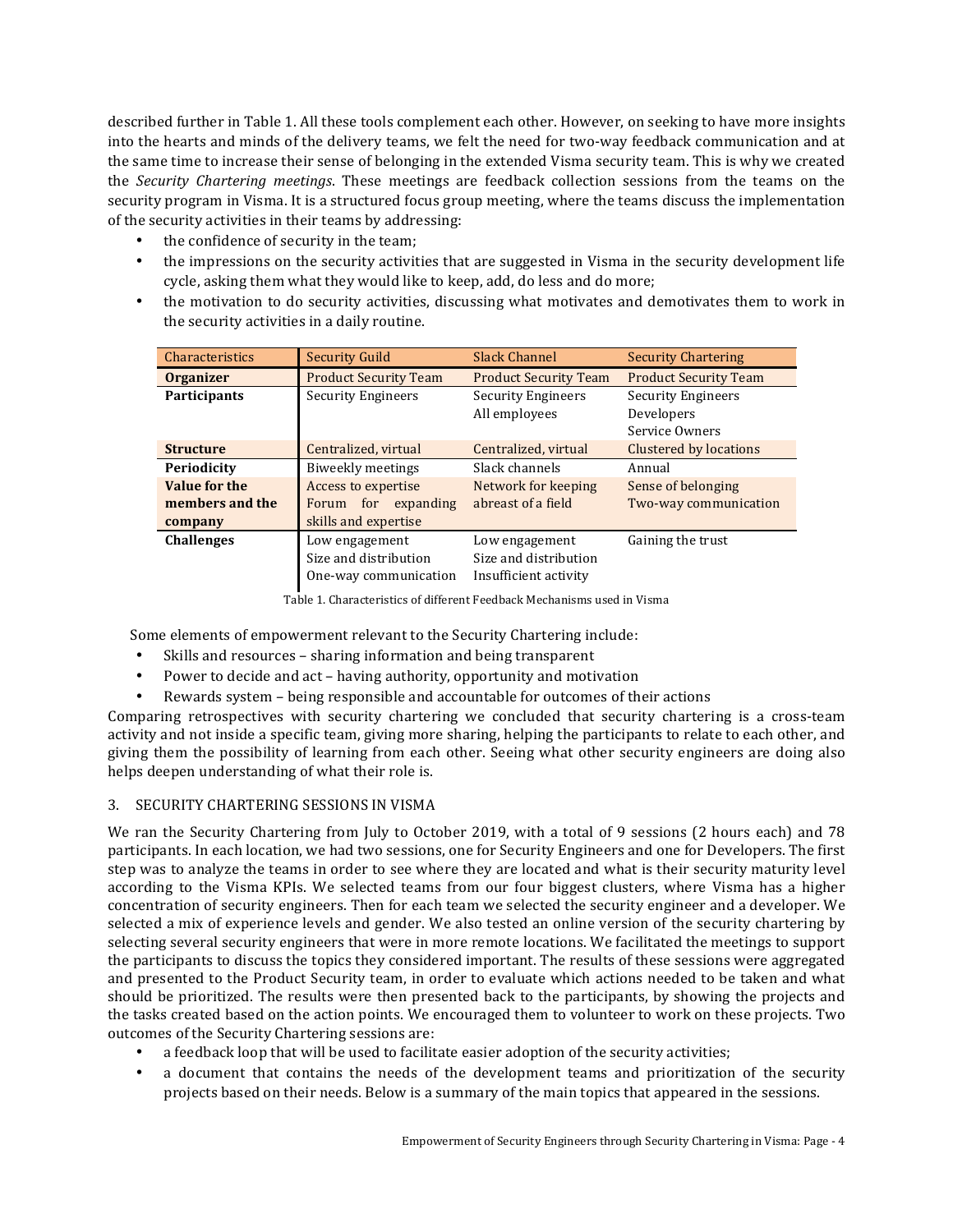described further in Table 1. All these tools complement each other. However, on seeking to have more insights into the hearts and minds of the delivery teams, we felt the need for two-way feedback communication and at the same time to increase their sense of belonging in the extended Visma security team. This is why we created the *Security Chartering meetings*. These meetings are feedback collection sessions from the teams on the security program in Visma. It is a structured focus group meeting, where the teams discuss the implementation of the security activities in their teams by addressing:

- the confidence of security in the team;
- the impressions on the security activities that are suggested in Visma in the security development life cycle, asking them what they would like to keep, add, do less and do more;
- the motivation to do security activities, discussing what motivates and demotivates them to work in the security activities in a daily routine.

| Characteristics | Security Guild | Slack Channel | Security Chartering |
|---|---|---|---|
| **Organizer** | Product Security Team | Product Security Team | Product Security Team |
| **Participants** | Security Engineers | Security Engineers<br>All employees | Security Engineers<br>Developers<br>Service Owners |
| **Structure** | Centralized, virtual | Centralized, virtual | Clustered by locations |
| **Periodicity** | Biweekly meetings | Slack channels | Annual |
| **Value for the members and the company** | Access to expertise<br>Forum for expanding skills and expertise | Network for keeping abreast of a field | Sense of belonging<br>Two-way communication |
| **Challenges** | Low engagement<br>Size and distribution<br>One-way communication | Low engagement<br>Size and distribution<br>Insufficient activity | Gaining the trust |

Table 1. Characteristics of different Feedback Mechanisms used in Visma

Some elements of empowerment relevant to the Security Chartering include:

- Skills and resources – sharing information and being transparent
- Power to decide and act – having authority, opportunity and motivation
- Rewards system – being responsible and accountable for outcomes of their actions

Comparing retrospectives with security chartering we concluded that security chartering is a cross-team activity and not inside a specific team, giving more sharing, helping the participants to relate to each other, and giving them the possibility of learning from each other. Seeing what other security engineers are doing also helps deepen understanding of what their role is.

## 3. SECURITY CHARTERING SESSIONS IN VISMA

We ran the Security Chartering from July to October 2019, with a total of 9 sessions (2 hours each) and 78 participants. In each location, we had two sessions, one for Security Engineers and one for Developers. The first step was to analyze the teams in order to see where they are located and what is their security maturity level according to the Visma KPIs. We selected teams from our four biggest clusters, where Visma has a higher concentration of security engineers. Then for each team we selected the security engineer and a developer. We selected a mix of experience levels and gender. We also tested an online version of the security chartering by selecting several security engineers that were in more remote locations. We facilitated the meetings to support the participants to discuss the topics they considered important. The results of these sessions were aggregated and presented to the Product Security team, in order to evaluate which actions needed to be taken and what should be prioritized. The results were then presented back to the participants, by showing the projects and the tasks created based on the action points. We encouraged them to volunteer to work on these projects. Two outcomes of the Security Chartering sessions are:

- a feedback loop that will be used to facilitate easier adoption of the security activities;
- a document that contains the needs of the development teams and prioritization of the security projects based on their needs. Below is a summary of the main topics that appeared in the sessions.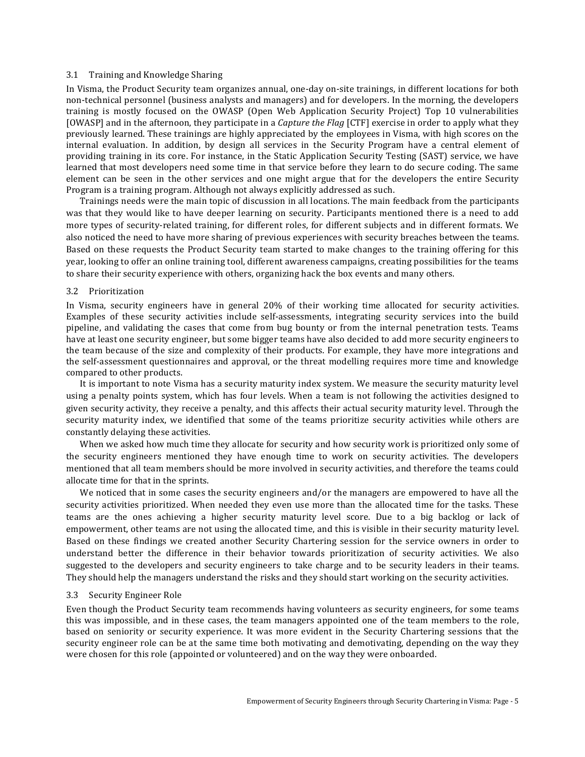### 3.1 Training and Knowledge Sharing

In Visma, the Product Security team organizes annual, one-day on-site trainings, in different locations for both non-technical personnel (business analysts and managers) and for developers. In the morning, the developers training is mostly focused on the OWASP (Open Web Application Security Project) Top 10 vulnerabilities [OWASP] and in the afternoon, they participate in a *Capture the Flag* [CTF] exercise in order to apply what they previously learned. These trainings are highly appreciated by the employees in Visma, with high scores on the internal evaluation. In addition, by design all services in the Security Program have a central element of providing training in its core. For instance, in the Static Application Security Testing (SAST) service, we have learned that most developers need some time in that service before they learn to do secure coding. The same element can be seen in the other services and one might argue that for the developers the entire Security Program is a training program. Although not always explicitly addressed as such.

Trainings needs were the main topic of discussion in all locations. The main feedback from the participants was that they would like to have deeper learning on security. Participants mentioned there is a need to add more types of security-related training, for different roles, for different subjects and in different formats. We also noticed the need to have more sharing of previous experiences with security breaches between the teams. Based on these requests the Product Security team started to make changes to the training offering for this year, looking to offer an online training tool, different awareness campaigns, creating possibilities for the teams to share their security experience with others, organizing hack the box events and many others.

### 3.2 Prioritization

In Visma, security engineers have in general 20% of their working time allocated for security activities. Examples of these security activities include self-assessments, integrating security services into the build pipeline, and validating the cases that come from bug bounty or from the internal penetration tests. Teams have at least one security engineer, but some bigger teams have also decided to add more security engineers to the team because of the size and complexity of their products. For example, they have more integrations and the self-assessment questionnaires and approval, or the threat modelling requires more time and knowledge compared to other products.

It is important to note Visma has a security maturity index system. We measure the security maturity level using a penalty points system, which has four levels. When a team is not following the activities designed to given security activity, they receive a penalty, and this affects their actual security maturity level. Through the security maturity index, we identified that some of the teams prioritize security activities while others are constantly delaying these activities.

When we asked how much time they allocate for security and how security work is prioritized only some of the security engineers mentioned they have enough time to work on security activities. The developers mentioned that all team members should be more involved in security activities, and therefore the teams could allocate time for that in the sprints.

We noticed that in some cases the security engineers and/or the managers are empowered to have all the security activities prioritized. When needed they even use more than the allocated time for the tasks. These teams are the ones achieving a higher security maturity level score. Due to a big backlog or lack of empowerment, other teams are not using the allocated time, and this is visible in their security maturity level. Based on these findings we created another Security Chartering session for the service owners in order to understand better the difference in their behavior towards prioritization of security activities. We also suggested to the developers and security engineers to take charge and to be security leaders in their teams. They should help the managers understand the risks and they should start working on the security activities.

### 3.3 Security Engineer Role

Even though the Product Security team recommends having volunteers as security engineers, for some teams this was impossible, and in these cases, the team managers appointed one of the team members to the role, based on seniority or security experience. It was more evident in the Security Chartering sessions that the security engineer role can be at the same time both motivating and demotivating, depending on the way they were chosen for this role (appointed or volunteered) and on the way they were onboarded.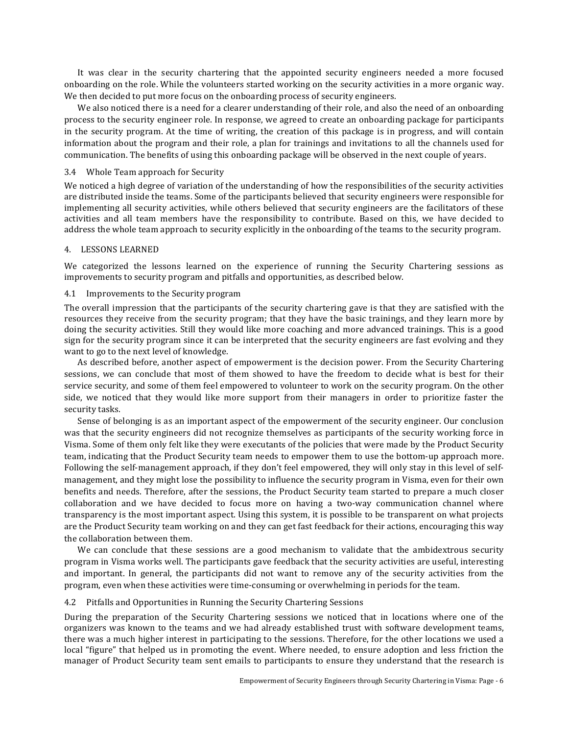It was clear in the security chartering that the appointed security engineers needed a more focused onboarding on the role. While the volunteers started working on the security activities in a more organic way. We then decided to put more focus on the onboarding process of security engineers.

We also noticed there is a need for a clearer understanding of their role, and also the need of an onboarding process to the security engineer role. In response, we agreed to create an onboarding package for participants in the security program. At the time of writing, the creation of this package is in progress, and will contain information about the program and their role, a plan for trainings and invitations to all the channels used for communication. The benefits of using this onboarding package will be observed in the next couple of years.

### 3.4 Whole Team approach for Security

We noticed a high degree of variation of the understanding of how the responsibilities of the security activities are distributed inside the teams. Some of the participants believed that security engineers were responsible for implementing all security activities, while others believed that security engineers are the facilitators of these activities and all team members have the responsibility to contribute. Based on this, we have decided to address the whole team approach to security explicitly in the onboarding of the teams to the security program.

## 4. LESSONS LEARNED

We categorized the lessons learned on the experience of running the Security Chartering sessions as improvements to security program and pitfalls and opportunities, as described below.

### 4.1 Improvements to the Security program

The overall impression that the participants of the security chartering gave is that they are satisfied with the resources they receive from the security program; that they have the basic trainings, and they learn more by doing the security activities. Still they would like more coaching and more advanced trainings. This is a good sign for the security program since it can be interpreted that the security engineers are fast evolving and they want to go to the next level of knowledge.

As described before, another aspect of empowerment is the decision power. From the Security Chartering sessions, we can conclude that most of them showed to have the freedom to decide what is best for their service security, and some of them feel empowered to volunteer to work on the security program. On the other side, we noticed that they would like more support from their managers in order to prioritize faster the security tasks.

Sense of belonging is as an important aspect of the empowerment of the security engineer. Our conclusion was that the security engineers did not recognize themselves as participants of the security working force in Visma. Some of them only felt like they were executants of the policies that were made by the Product Security team, indicating that the Product Security team needs to empower them to use the bottom-up approach more. Following the self-management approach, if they don't feel empowered, they will only stay in this level of self-management, and they might lose the possibility to influence the security program in Visma, even for their own benefits and needs. Therefore, after the sessions, the Product Security team started to prepare a much closer collaboration and we have decided to focus more on having a two-way communication channel where transparency is the most important aspect. Using this system, it is possible to be transparent on what projects are the Product Security team working on and they can get fast feedback for their actions, encouraging this way the collaboration between them.

We can conclude that these sessions are a good mechanism to validate that the ambidextrous security program in Visma works well. The participants gave feedback that the security activities are useful, interesting and important. In general, the participants did not want to remove any of the security activities from the program, even when these activities were time-consuming or overwhelming in periods for the team.

### 4.2 Pitfalls and Opportunities in Running the Security Chartering Sessions

During the preparation of the Security Chartering sessions we noticed that in locations where one of the organizers was known to the teams and we had already established trust with software development teams, there was a much higher interest in participating to the sessions. Therefore, for the other locations we used a local "figure" that helped us in promoting the event. Where needed, to ensure adoption and less friction the manager of Product Security team sent emails to participants to ensure they understand that the research is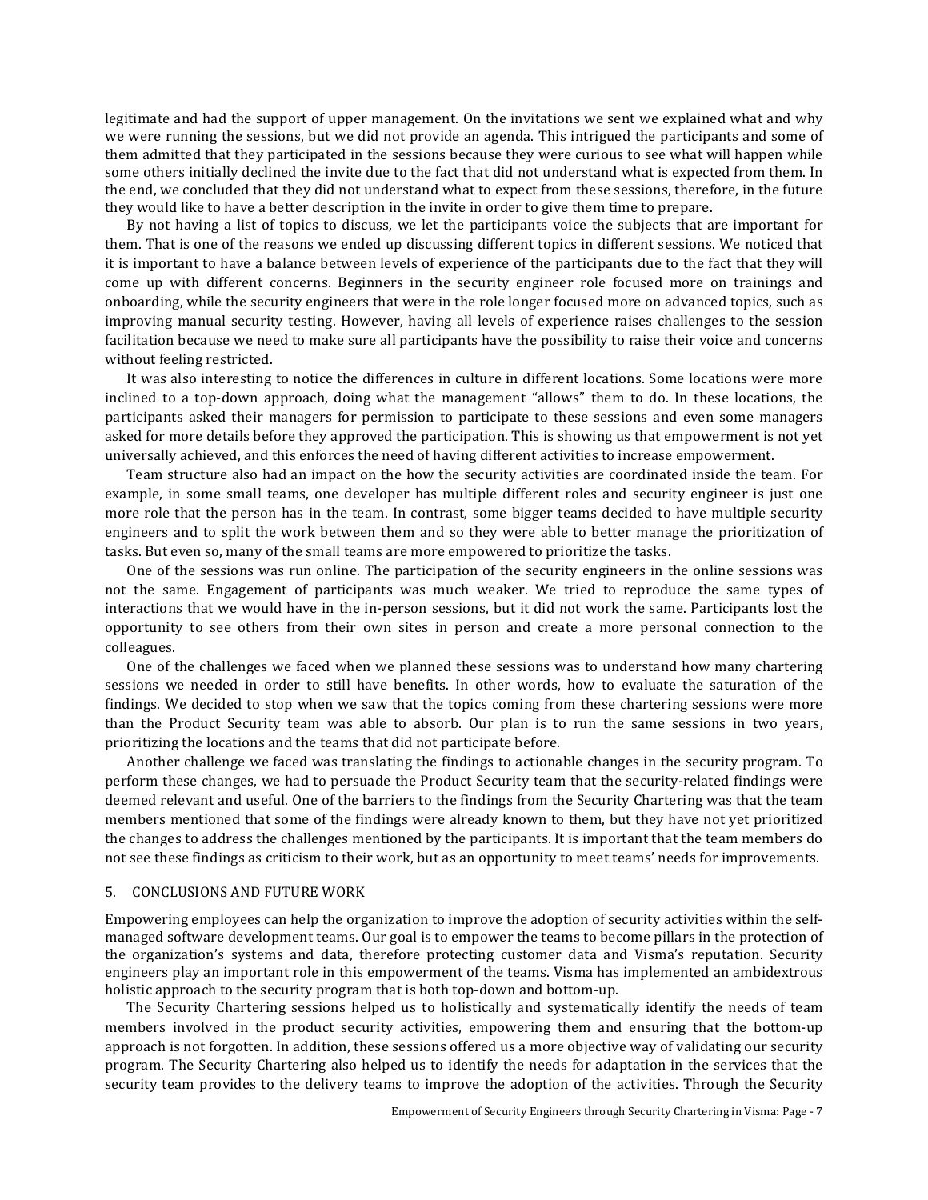legitimate and had the support of upper management. On the invitations we sent we explained what and why we were running the sessions, but we did not provide an agenda. This intrigued the participants and some of them admitted that they participated in the sessions because they were curious to see what will happen while some others initially declined the invite due to the fact that did not understand what is expected from them. In the end, we concluded that they did not understand what to expect from these sessions, therefore, in the future they would like to have a better description in the invite in order to give them time to prepare.

By not having a list of topics to discuss, we let the participants voice the subjects that are important for them. That is one of the reasons we ended up discussing different topics in different sessions. We noticed that it is important to have a balance between levels of experience of the participants due to the fact that they will come up with different concerns. Beginners in the security engineer role focused more on trainings and onboarding, while the security engineers that were in the role longer focused more on advanced topics, such as improving manual security testing. However, having all levels of experience raises challenges to the session facilitation because we need to make sure all participants have the possibility to raise their voice and concerns without feeling restricted.

It was also interesting to notice the differences in culture in different locations. Some locations were more inclined to a top-down approach, doing what the management "allows" them to do. In these locations, the participants asked their managers for permission to participate to these sessions and even some managers asked for more details before they approved the participation. This is showing us that empowerment is not yet universally achieved, and this enforces the need of having different activities to increase empowerment.

Team structure also had an impact on the how the security activities are coordinated inside the team. For example, in some small teams, one developer has multiple different roles and security engineer is just one more role that the person has in the team. In contrast, some bigger teams decided to have multiple security engineers and to split the work between them and so they were able to better manage the prioritization of tasks. But even so, many of the small teams are more empowered to prioritize the tasks.

One of the sessions was run online. The participation of the security engineers in the online sessions was not the same. Engagement of participants was much weaker. We tried to reproduce the same types of interactions that we would have in the in-person sessions, but it did not work the same. Participants lost the opportunity to see others from their own sites in person and create a more personal connection to the colleagues.

One of the challenges we faced when we planned these sessions was to understand how many chartering sessions we needed in order to still have benefits. In other words, how to evaluate the saturation of the findings. We decided to stop when we saw that the topics coming from these chartering sessions were more than the Product Security team was able to absorb. Our plan is to run the same sessions in two years, prioritizing the locations and the teams that did not participate before.

Another challenge we faced was translating the findings to actionable changes in the security program. To perform these changes, we had to persuade the Product Security team that the security-related findings were deemed relevant and useful. One of the barriers to the findings from the Security Chartering was that the team members mentioned that some of the findings were already known to them, but they have not yet prioritized the changes to address the challenges mentioned by the participants. It is important that the team members do not see these findings as criticism to their work, but as an opportunity to meet teams' needs for improvements.

## 5. CONCLUSIONS AND FUTURE WORK

Empowering employees can help the organization to improve the adoption of security activities within the self-managed software development teams. Our goal is to empower the teams to become pillars in the protection of the organization's systems and data, therefore protecting customer data and Visma's reputation. Security engineers play an important role in this empowerment of the teams. Visma has implemented an ambidextrous holistic approach to the security program that is both top-down and bottom-up.

The Security Chartering sessions helped us to holistically and systematically identify the needs of team members involved in the product security activities, empowering them and ensuring that the bottom-up approach is not forgotten. In addition, these sessions offered us a more objective way of validating our security program. The Security Chartering also helped us to identify the needs for adaptation in the services that the security team provides to the delivery teams to improve the adoption of the activities. Through the Security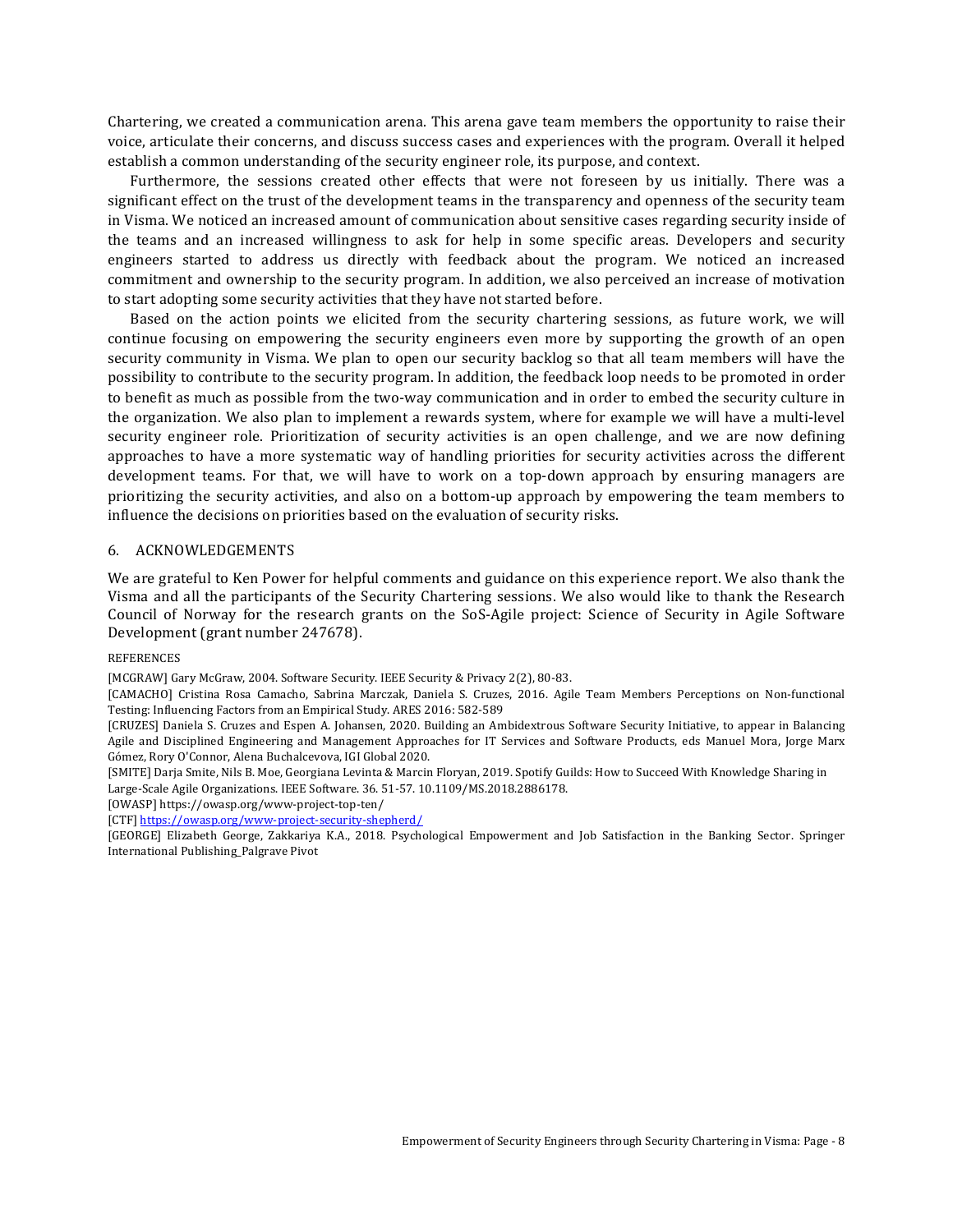Chartering, we created a communication arena. This arena gave team members the opportunity to raise their voice, articulate their concerns, and discuss success cases and experiences with the program. Overall it helped establish a common understanding of the security engineer role, its purpose, and context.

Furthermore, the sessions created other effects that were not foreseen by us initially. There was a significant effect on the trust of the development teams in the transparency and openness of the security team in Visma. We noticed an increased amount of communication about sensitive cases regarding security inside of the teams and an increased willingness to ask for help in some specific areas. Developers and security engineers started to address us directly with feedback about the program. We noticed an increased commitment and ownership to the security program. In addition, we also perceived an increase of motivation to start adopting some security activities that they have not started before.

Based on the action points we elicited from the security chartering sessions, as future work, we will continue focusing on empowering the security engineers even more by supporting the growth of an open security community in Visma. We plan to open our security backlog so that all team members will have the possibility to contribute to the security program. In addition, the feedback loop needs to be promoted in order to benefit as much as possible from the two-way communication and in order to embed the security culture in the organization. We also plan to implement a rewards system, where for example we will have a multi-level security engineer role. Prioritization of security activities is an open challenge, and we are now defining approaches to have a more systematic way of handling priorities for security activities across the different development teams. For that, we will have to work on a top-down approach by ensuring managers are prioritizing the security activities, and also on a bottom-up approach by empowering the team members to influence the decisions on priorities based on the evaluation of security risks.

## 6. ACKNOWLEDGEMENTS

We are grateful to Ken Power for helpful comments and guidance on this experience report. We also thank the Visma and all the participants of the Security Chartering sessions. We also would like to thank the Research Council of Norway for the research grants on the SoS-Agile project: Science of Security in Agile Software Development (grant number 247678).

REFERENCES

[MCGRAW] Gary McGraw, 2004. Software Security. IEEE Security & Privacy 2(2), 80-83.

[CAMACHO] Cristina Rosa Camacho, Sabrina Marczak, Daniela S. Cruzes, 2016. Agile Team Members Perceptions on Non-functional Testing: Influencing Factors from an Empirical Study. ARES 2016: 582-589

[CRUZES] Daniela S. Cruzes and Espen A. Johansen, 2020. Building an Ambidextrous Software Security Initiative, to appear in Balancing Agile and Disciplined Engineering and Management Approaches for IT Services and Software Products, eds Manuel Mora, Jorge Marx Gómez, Rory O'Connor, Alena Buchalcevova, IGI Global 2020.

[SMITE] Darja Smite, Nils B. Moe, Georgiana Levinta & Marcin Floryan, 2019. Spotify Guilds: How to Succeed With Knowledge Sharing in Large-Scale Agile Organizations. IEEE Software. 36. 51-57. 10.1109/MS.2018.2886178.

[OWASP] https://owasp.org/www-project-top-ten/

[CTF] https://owasp.org/www-project-security-shepherd/

[GEORGE] Elizabeth George, Zakkariya K.A., 2018. Psychological Empowerment and Job Satisfaction in the Banking Sector. Springer International Publishing_Palgrave Pivot